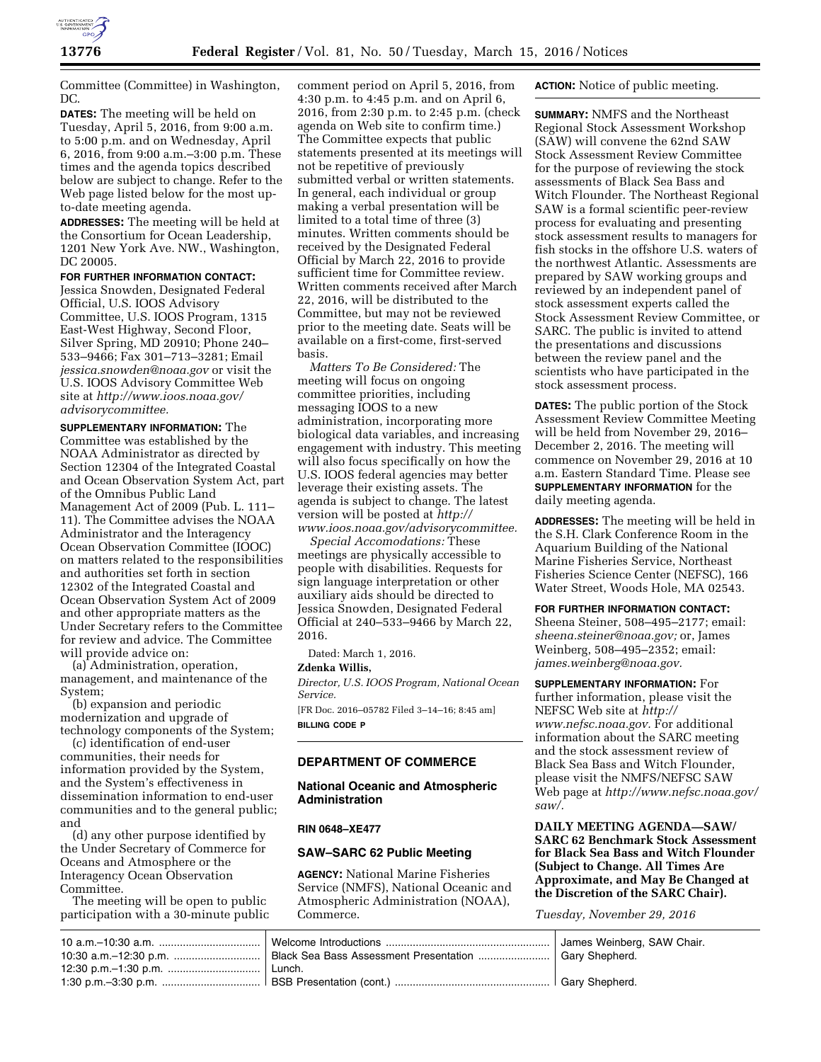Committee (Committee) in Washington, DC.

**DATES:** The meeting will be held on Tuesday, April 5, 2016, from 9:00 a.m. to 5:00 p.m. and on Wednesday, April 6, 2016, from 9:00 a.m.–3:00 p.m. These times and the agenda topics described below are subject to change. Refer to the Web page listed below for the most up-to-date meeting agenda.

**ADDRESSES:** The meeting will be held at the Consortium for Ocean Leadership, 1201 New York Ave. NW., Washington, DC 20005.

**FOR FURTHER INFORMATION CONTACT:** Jessica Snowden, Designated Federal Official, U.S. IOOS Advisory Committee, U.S. IOOS Program, 1315 East-West Highway, Second Floor, Silver Spring, MD 20910; Phone 240–533–9466; Fax 301–713–3281; Email *jessica.snowden@noaa.gov* or visit the U.S. IOOS Advisory Committee Web site at *http://www.ioos.noaa.gov/advisorycommittee.*

**SUPPLEMENTARY INFORMATION:** The Committee was established by the NOAA Administrator as directed by Section 12304 of the Integrated Coastal and Ocean Observation System Act, part of the Omnibus Public Land Management Act of 2009 (Pub. L. 111–11). The Committee advises the NOAA Administrator and the Interagency Ocean Observation Committee (IOOC) on matters related to the responsibilities and authorities set forth in section 12302 of the Integrated Coastal and Ocean Observation System Act of 2009 and other appropriate matters as the Under Secretary refers to the Committee for review and advice. The Committee will provide advice on:

(a) Administration, operation, management, and maintenance of the System;

(b) expansion and periodic modernization and upgrade of technology components of the System;

(c) identification of end-user communities, their needs for information provided by the System, and the System's effectiveness in dissemination information to end-user communities and to the general public; and

(d) any other purpose identified by the Under Secretary of Commerce for Oceans and Atmosphere or the Interagency Ocean Observation Committee.

The meeting will be open to public participation with a 30-minute public comment period on April 5, 2016, from 4:30 p.m. to 4:45 p.m. and on April 6, 2016, from 2:30 p.m. to 2:45 p.m. (check agenda on Web site to confirm time.) The Committee expects that public statements presented at its meetings will not be repetitive of previously submitted verbal or written statements. In general, each individual or group making a verbal presentation will be limited to a total time of three (3) minutes. Written comments should be received by the Designated Federal Official by March 22, 2016 to provide sufficient time for Committee review. Written comments received after March 22, 2016, will be distributed to the Committee, but may not be reviewed prior to the meeting date. Seats will be available on a first-come, first-served basis.

*Matters To Be Considered:* The meeting will focus on ongoing committee priorities, including messaging IOOS to a new administration, incorporating more biological data variables, and increasing engagement with industry. This meeting will also focus specifically on how the U.S. IOOS federal agencies may better leverage their existing assets. The agenda is subject to change. The latest version will be posted at *http://www.ioos.noaa.gov/advisorycommittee.*

*Special Accomodations:* These meetings are physically accessible to people with disabilities. Requests for sign language interpretation or other auxiliary aids should be directed to Jessica Snowden, Designated Federal Official at 240–533–9466 by March 22, 2016.

Dated: March 1, 2016.

**Zdenka Willis,**

*Director, U.S. IOOS Program, National Ocean Service.*

[FR Doc. 2016–05782 Filed 3–14–16; 8:45 am]

**BILLING CODE P**

---

## DEPARTMENT OF COMMERCE

### National Oceanic and Atmospheric Administration

**RIN 0648–XE477**

### SAW–SARC 62 Public Meeting

**AGENCY:** National Marine Fisheries Service (NMFS), National Oceanic and Atmospheric Administration (NOAA), Commerce.

**ACTION:** Notice of public meeting.

**SUMMARY:** NMFS and the Northeast Regional Stock Assessment Workshop (SAW) will convene the 62nd SAW Stock Assessment Review Committee for the purpose of reviewing the stock assessments of Black Sea Bass and Witch Flounder. The Northeast Regional SAW is a formal scientific peer-review process for evaluating and presenting stock assessment results to managers for fish stocks in the offshore U.S. waters of the northwest Atlantic. Assessments are prepared by SAW working groups and reviewed by an independent panel of stock assessment experts called the Stock Assessment Review Committee, or SARC. The public is invited to attend the presentations and discussions between the review panel and the scientists who have participated in the stock assessment process.

**DATES:** The public portion of the Stock Assessment Review Committee Meeting will be held from November 29, 2016–December 2, 2016. The meeting will commence on November 29, 2016 at 10 a.m. Eastern Standard Time. Please see **SUPPLEMENTARY INFORMATION** for the daily meeting agenda.

**ADDRESSES:** The meeting will be held in the S.H. Clark Conference Room in the Aquarium Building of the National Marine Fisheries Service, Northeast Fisheries Science Center (NEFSC), 166 Water Street, Woods Hole, MA 02543.

**FOR FURTHER INFORMATION CONTACT:** Sheena Steiner, 508–495–2177; email: *sheena.steiner@noaa.gov;* or, James Weinberg, 508–495–2352; email: *james.weinberg@noaa.gov.*

**SUPPLEMENTARY INFORMATION:** For further information, please visit the NEFSC Web site at *http://www.nefsc.noaa.gov.* For additional information about the SARC meeting and the stock assessment review of Black Sea Bass and Witch Flounder, please visit the NMFS/NEFSC SAW Web page at *http://www.nefsc.noaa.gov/saw/.*

**DAILY MEETING AGENDA—SAW/SARC 62 Benchmark Stock Assessment for Black Sea Bass and Witch Flounder (Subject to Change. All Times Are Approximate, and May Be Changed at the Discretion of the SARC Chair).**

*Tuesday, November 29, 2016*

| | | |
|---|---|---|
| 10 a.m.–10:30 a.m. | Welcome Introductions | James Weinberg, SAW Chair. |
| 10:30 a.m.–12:30 p.m. | Black Sea Bass Assessment Presentation | Gary Shepherd. |
| 12:30 p.m.–1:30 p.m. | Lunch. | |
| 1:30 p.m.–3:30 p.m. | BSB Presentation (cont.) | Gary Shepherd. |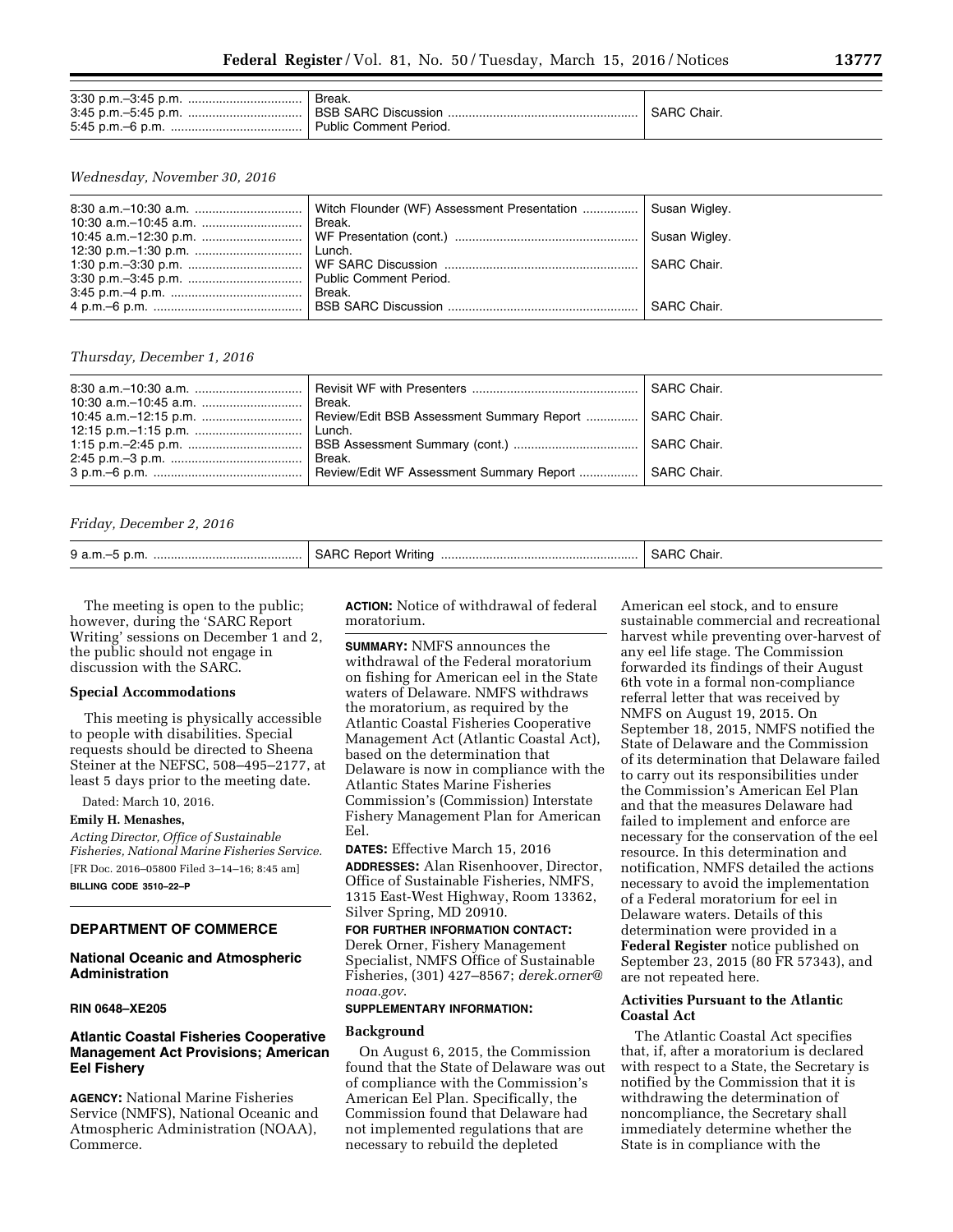| | | |
|---|---|---|
| 3:30 p.m.–3:45 p.m. | Break. | |
| 3:45 p.m.–5:45 p.m. | BSB SARC Discussion | SARC Chair. |
| 5:45 p.m.–6 p.m. | Public Comment Period. | |

*Wednesday, November 30, 2016*

| | | |
|---|---|---|
| 8:30 a.m.–10:30 a.m. | Witch Flounder (WF) Assessment Presentation | Susan Wigley. |
| 10:30 a.m.–10:45 a.m. | Break. | |
| 10:45 a.m.–12:30 p.m. | WF Presentation (cont.) | Susan Wigley. |
| 12:30 p.m.–1:30 p.m. | Lunch. | |
| 1:30 p.m.–3:30 p.m. | WF SARC Discussion | SARC Chair. |
| 3:30 p.m.–3:45 p.m. | Public Comment Period. | |
| 3:45 p.m.–4 p.m. | Break. | |
| 4 p.m.–6 p.m. | BSB SARC Discussion | SARC Chair. |

*Thursday, December 1, 2016*

| | | |
|---|---|---|
| 8:30 a.m.–10:30 a.m. | Revisit WF with Presenters | SARC Chair. |
| 10:30 a.m.–10:45 a.m. | Break. | |
| 10:45 a.m.–12:15 p.m. | Review/Edit BSB Assessment Summary Report | SARC Chair. |
| 12:15 p.m.–1:15 p.m. | Lunch. | |
| 1:15 p.m.–2:45 p.m. | BSB Assessment Summary (cont.) | SARC Chair. |
| 2:45 p.m.–3 p.m. | Break. | |
| 3 p.m.–6 p.m. | Review/Edit WF Assessment Summary Report | SARC Chair. |

*Friday, December 2, 2016*

| | | |
|---|---|---|
| 9 a.m.–5 p.m. | SARC Report Writing | SARC Chair. |

The meeting is open to the public; however, during the 'SARC Report Writing' sessions on December 1 and 2, the public should not engage in discussion with the SARC.

**Special Accommodations**

This meeting is physically accessible to people with disabilities. Special requests should be directed to Sheena Steiner at the NEFSC, 508–495–2177, at least 5 days prior to the meeting date.

Dated: March 10, 2016.

**Emily H. Menashes,**

*Acting Director, Office of Sustainable Fisheries, National Marine Fisheries Service.*

[FR Doc. 2016–05800 Filed 3–14–16; 8:45 am]

**BILLING CODE 3510–22–P**

---

**DEPARTMENT OF COMMERCE**

**National Oceanic and Atmospheric Administration**

**RIN 0648–XE205**

**Atlantic Coastal Fisheries Cooperative Management Act Provisions; American Eel Fishery**

**AGENCY:** National Marine Fisheries Service (NMFS), National Oceanic and Atmospheric Administration (NOAA), Commerce.

**ACTION:** Notice of withdrawal of federal moratorium.

**SUMMARY:** NMFS announces the withdrawal of the Federal moratorium on fishing for American eel in the State waters of Delaware. NMFS withdraws the moratorium, as required by the Atlantic Coastal Fisheries Cooperative Management Act (Atlantic Coastal Act), based on the determination that Delaware is now in compliance with the Atlantic States Marine Fisheries Commission's (Commission) Interstate Fishery Management Plan for American Eel.

**DATES:** Effective March 15, 2016

**ADDRESSES:** Alan Risenhoover, Director, Office of Sustainable Fisheries, NMFS, 1315 East-West Highway, Room 13362, Silver Spring, MD 20910.

**FOR FURTHER INFORMATION CONTACT:** Derek Orner, Fishery Management Specialist, NMFS Office of Sustainable Fisheries, (301) 427–8567; *derek.orner@noaa.gov*.

**SUPPLEMENTARY INFORMATION:**

**Background**

On August 6, 2015, the Commission found that the State of Delaware was out of compliance with the Commission's American Eel Plan. Specifically, the Commission found that Delaware had not implemented regulations that are necessary to rebuild the depleted American eel stock, and to ensure sustainable commercial and recreational harvest while preventing over-harvest of any eel life stage. The Commission forwarded its findings of their August 6th vote in a formal non-compliance referral letter that was received by NMFS on August 19, 2015. On September 18, 2015, NMFS notified the State of Delaware and the Commission of its determination that Delaware failed to carry out its responsibilities under the Commission's American Eel Plan and that the measures Delaware had failed to implement and enforce are necessary for the conservation of the eel resource. In this determination and notification, NMFS detailed the actions necessary to avoid the implementation of a Federal moratorium for eel in Delaware waters. Details of this determination were provided in a **Federal Register** notice published on September 23, 2015 (80 FR 57343), and are not repeated here.

**Activities Pursuant to the Atlantic Coastal Act**

The Atlantic Coastal Act specifies that, if, after a moratorium is declared with respect to a State, the Secretary is notified by the Commission that it is withdrawing the determination of noncompliance, the Secretary shall immediately determine whether the State is in compliance with the